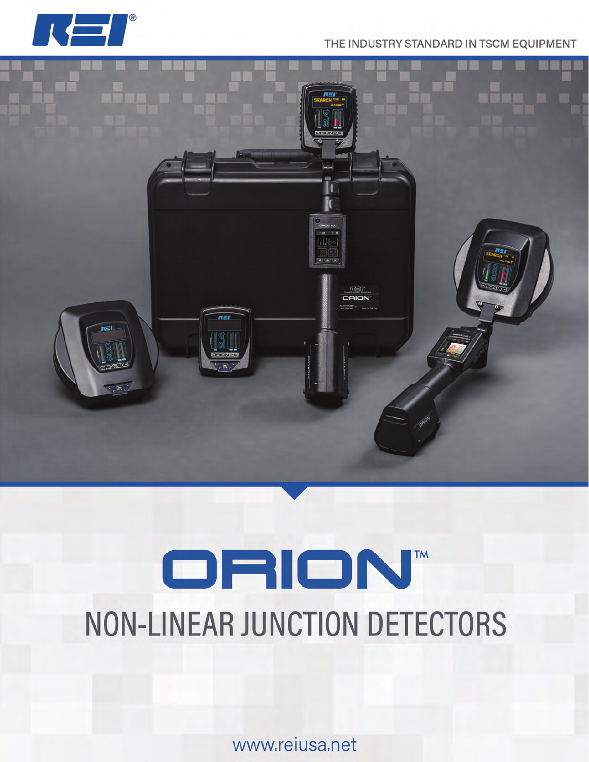THE INDUSTRY STANDARD IN TSCM EQUIPMENT

# ORION™

## NON-LINEAR JUNCTION DETECTORS

www.reiusa.net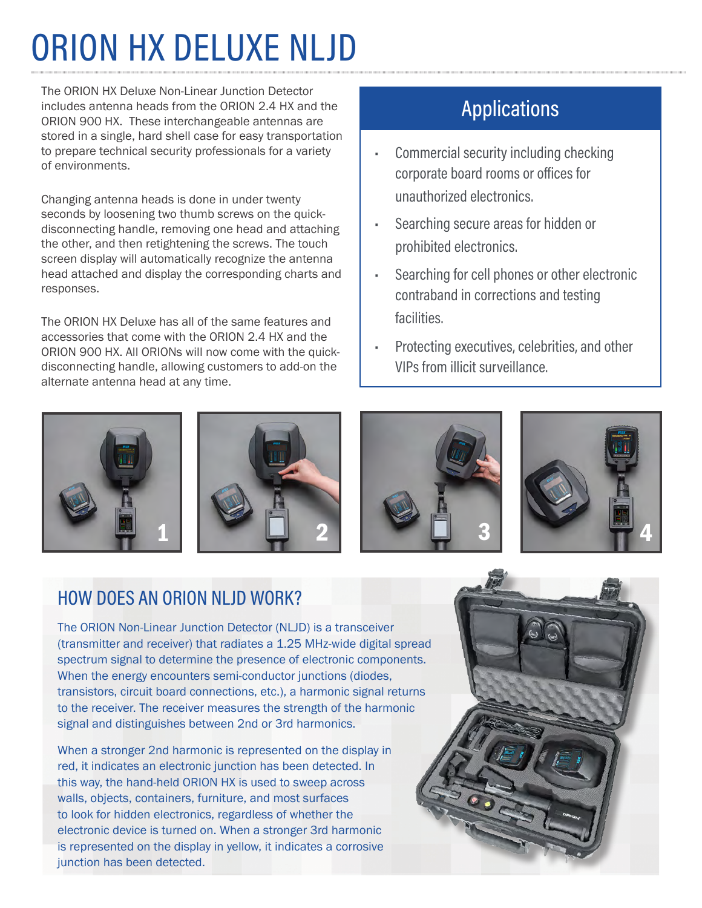# ORION HX DELUXE NLJD

The ORION HX Deluxe Non-Linear Junction Detector includes antenna heads from the ORION 2.4 HX and the ORION 900 HX. These interchangeable antennas are stored in a single, hard shell case for easy transportation to prepare technical security professionals for a variety of environments.

Changing antenna heads is done in under twenty seconds by loosening two thumb screws on the quick-disconnecting handle, removing one head and attaching the other, and then retightening the screws. The touch screen display will automatically recognize the antenna head attached and display the corresponding charts and responses.

The ORION HX Deluxe has all of the same features and accessories that come with the ORION 2.4 HX and the ORION 900 HX. All ORIONs will now come with the quick-disconnecting handle, allowing customers to add-on the alternate antenna head at any time.

## Applications

- Commercial security including checking corporate board rooms or offices for unauthorized electronics.
- Searching secure areas for hidden or prohibited electronics.
- Searching for cell phones or other electronic contraband in corrections and testing facilities.
- Protecting executives, celebrities, and other VIPs from illicit surveillance.

1

2

3

4

## HOW DOES AN ORION NLJD WORK?

The ORION Non-Linear Junction Detector (NLJD) is a transceiver (transmitter and receiver) that radiates a 1.25 MHz-wide digital spread spectrum signal to determine the presence of electronic components. When the energy encounters semi-conductor junctions (diodes, transistors, circuit board connections, etc.), a harmonic signal returns to the receiver. The receiver measures the strength of the harmonic signal and distinguishes between 2nd or 3rd harmonics.

When a stronger 2nd harmonic is represented on the display in red, it indicates an electronic junction has been detected. In this way, the hand-held ORION HX is used to sweep across walls, objects, containers, furniture, and most surfaces to look for hidden electronics, regardless of whether the electronic device is turned on. When a stronger 3rd harmonic is represented on the display in yellow, it indicates a corrosive junction has been detected.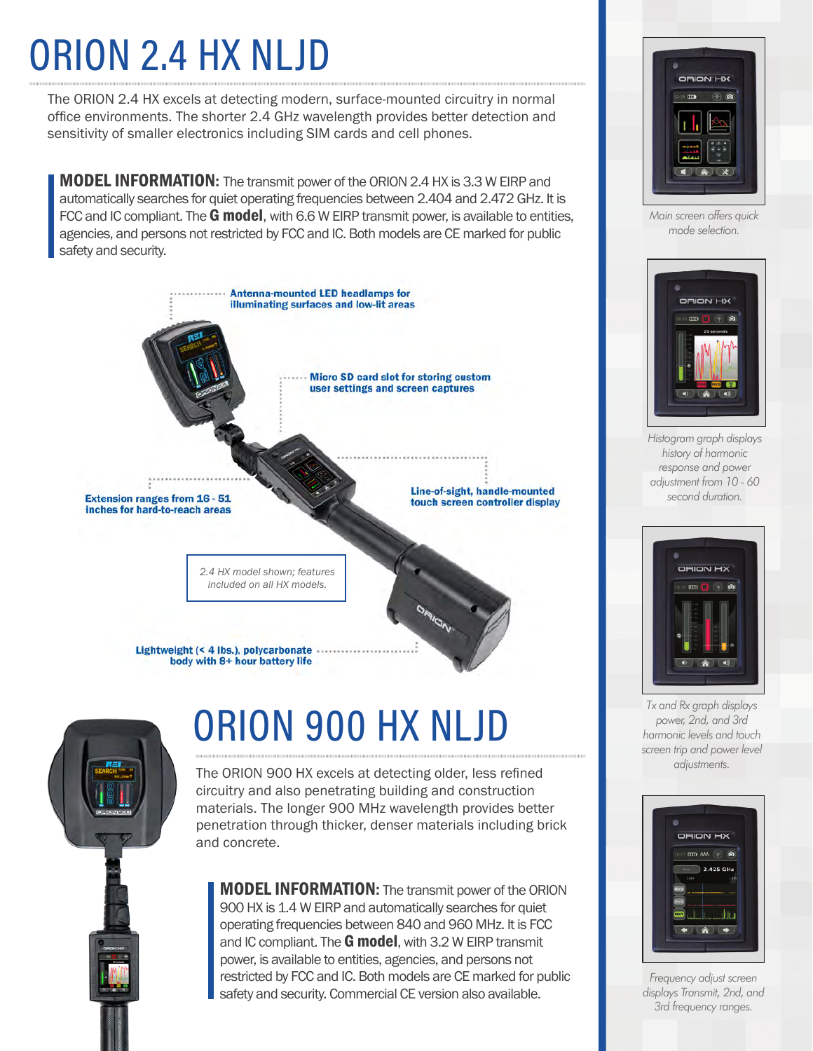# ORION 2.4 HX NLJD

The ORION 2.4 HX excels at detecting modern, surface-mounted circuitry in normal office environments. The shorter 2.4 GHz wavelength provides better detection and sensitivity of smaller electronics including SIM cards and cell phones.

**MODEL INFORMATION:** The transmit power of the ORION 2.4 HX is 3.3 W EIRP and automatically searches for quiet operating frequencies between 2.404 and 2.472 GHz. It is FCC and IC compliant. The **G model**, with 6.6 W EIRP transmit power, is available to entities, agencies, and persons not restricted by FCC and IC. Both models are CE marked for public safety and security.

Antenna-mounted LED headlamps for illuminating surfaces and low-lit areas

Micro SD card slot for storing custom user settings and screen captures

Extension ranges from 16 - 51 inches for hard-to-reach areas

Line-of-sight, handle-mounted touch screen controller display

2.4 HX model shown; features included on all HX models.

Lightweight (< 4 lbs.), polycarbonate body with 8+ hour battery life

# ORION 900 HX NLJD

The ORION 900 HX excels at detecting older, less refined circuitry and also penetrating building and construction materials. The longer 900 MHz wavelength provides better penetration through thicker, denser materials including brick and concrete.

**MODEL INFORMATION:** The transmit power of the ORION 900 HX is 1.4 W EIRP and automatically searches for quiet operating frequencies between 840 and 960 MHz. It is FCC and IC compliant. The **G model**, with 3.2 W EIRP transmit power, is available to entities, agencies, and persons not restricted by FCC and IC. Both models are CE marked for public safety and security. Commercial CE version also available.

*Main screen offers quick mode selection.*

*Histogram graph displays history of harmonic response and power adjustment from 10 - 60 second duration.*

*Tx and Rx graph displays power, 2nd, and 3rd harmonic levels and touch screen trip and power level adjustments.*

*Frequency adjust screen displays Transmit, 2nd, and 3rd frequency ranges.*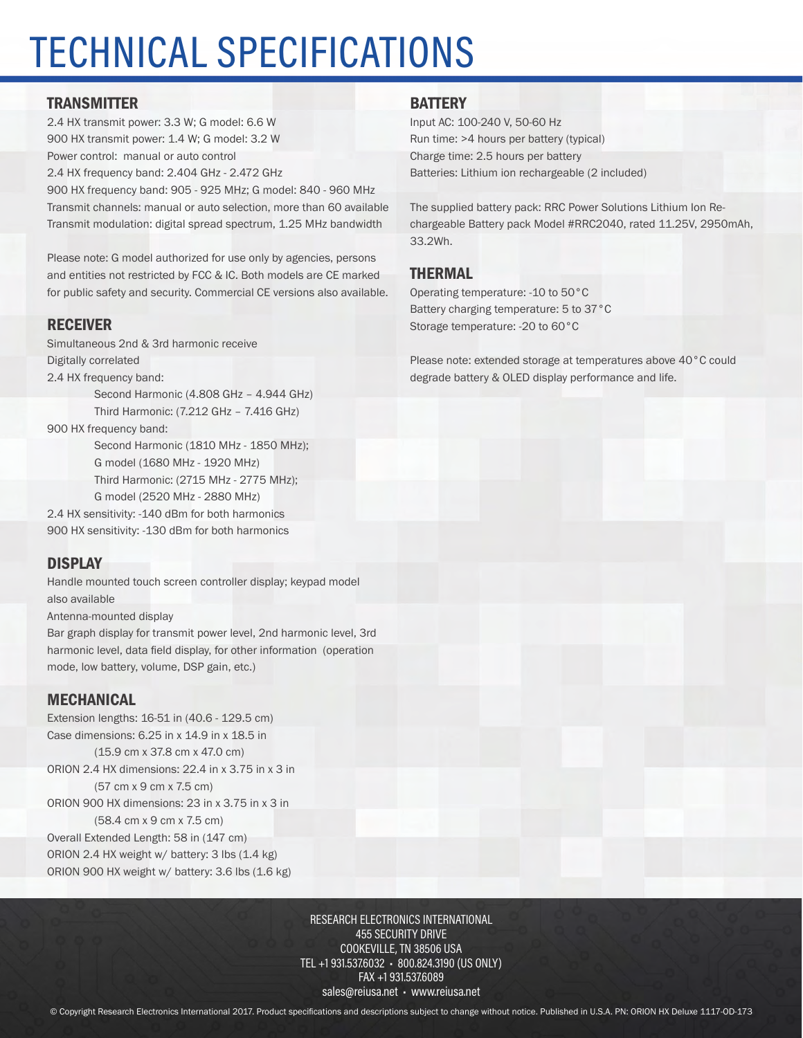# TECHNICAL SPECIFICATIONS

## TRANSMITTER

2.4 HX transmit power: 3.3 W; G model: 6.6 W
900 HX transmit power: 1.4 W; G model: 3.2 W
Power control: manual or auto control
2.4 HX frequency band: 2.404 GHz - 2.472 GHz
900 HX frequency band: 905 - 925 MHz; G model: 840 - 960 MHz
Transmit channels: manual or auto selection, more than 60 available
Transmit modulation: digital spread spectrum, 1.25 MHz bandwidth

Please note: G model authorized for use only by agencies, persons and entities not restricted by FCC & IC. Both models are CE marked for public safety and security. Commercial CE versions also available.

## RECEIVER

Simultaneous 2nd & 3rd harmonic receive
Digitally correlated
2.4 HX frequency band:
    Second Harmonic (4.808 GHz – 4.944 GHz)
    Third Harmonic: (7.212 GHz – 7.416 GHz)
900 HX frequency band:
    Second Harmonic (1810 MHz - 1850 MHz);
    G model (1680 MHz - 1920 MHz)
    Third Harmonic: (2715 MHz - 2775 MHz);
    G model (2520 MHz - 2880 MHz)
2.4 HX sensitivity: -140 dBm for both harmonics
900 HX sensitivity: -130 dBm for both harmonics

## DISPLAY

Handle mounted touch screen controller display; keypad model also available
Antenna-mounted display
Bar graph display for transmit power level, 2nd harmonic level, 3rd harmonic level, data field display, for other information (operation mode, low battery, volume, DSP gain, etc.)

## MECHANICAL

Extension lengths: 16-51 in (40.6 - 129.5 cm)
Case dimensions: 6.25 in x 14.9 in x 18.5 in
    (15.9 cm x 37.8 cm x 47.0 cm)
ORION 2.4 HX dimensions: 22.4 in x 3.75 in x 3 in
    (57 cm x 9 cm x 7.5 cm)
ORION 900 HX dimensions: 23 in x 3.75 in x 3 in
    (58.4 cm x 9 cm x 7.5 cm)
Overall Extended Length: 58 in (147 cm)
ORION 2.4 HX weight w/ battery: 3 lbs (1.4 kg)
ORION 900 HX weight w/ battery: 3.6 lbs (1.6 kg)

## BATTERY

Input AC: 100-240 V, 50-60 Hz
Run time: >4 hours per battery (typical)
Charge time: 2.5 hours per battery
Batteries: Lithium ion rechargeable (2 included)

The supplied battery pack: RRC Power Solutions Lithium Ion Rechargeable Battery pack Model #RRC2040, rated 11.25V, 2950mAh, 33.2Wh.

## THERMAL

Operating temperature: -10 to 50°C
Battery charging temperature: 5 to 37°C
Storage temperature: -20 to 60°C

Please note: extended storage at temperatures above 40°C could degrade battery & OLED display performance and life.

RESEARCH ELECTRONICS INTERNATIONAL
455 SECURITY DRIVE
COOKEVILLE, TN 38506 USA
TEL +1 931.537.6032 • 800.824.3190 (US ONLY)
FAX +1 931.537.6089
sales@reiusa.net • www.reiusa.net

© Copyright Research Electronics International 2017. Product specifications and descriptions subject to change without notice. Published in U.S.A. PN: ORION HX Deluxe 1117-OD-173